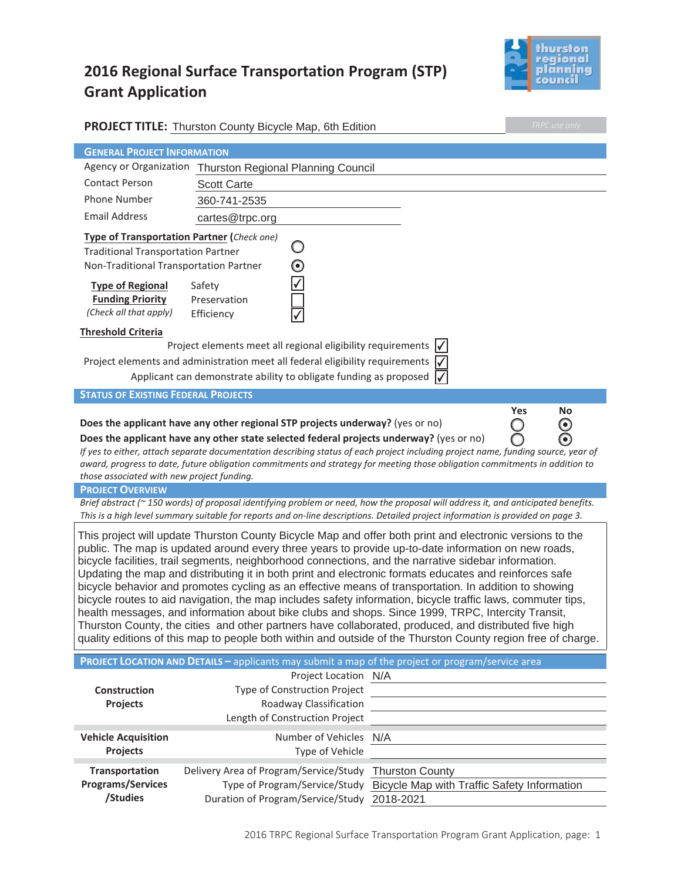# 2016 Regional Surface Transportation Program (STP) Grant Application

**PROJECT TITLE:** Thurston County Bicycle Map, 6th Edition

*TRPC use only*

## GENERAL PROJECT INFORMATION

| | |
|---|---|
| Agency or Organization | Thurston Regional Planning Council |
| Contact Person | Scott Carte |
| Phone Number | 360-741-2535 |
| Email Address | cartes@trpc.org |

**Type of Transportation Partner** (*Check one*)

- Traditional Transportation Partner ○
- Non-Traditional Transportation Partner ◉

**Type of Regional Funding Priority** (*Check all that apply*)

- Safety ☑
- Preservation ☐
- Efficiency ☑

**Threshold Criteria**

- Project elements meet all regional eligibility requirements ☑
- Project elements and administration meet all federal eligibility requirements ☑
- Applicant can demonstrate ability to obligate funding as proposed ☑

## STATUS OF EXISTING FEDERAL PROJECTS

| | Yes | No |
|---|---|---|
| **Does the applicant have any other regional STP projects underway?** (yes or no) | ○ | ◉ |
| **Does the applicant have any other state selected federal projects underway?** (yes or no) | ○ | ◉ |

*If yes to either, attach separate documentation describing status of each project including project name, funding source, year of award, progress to date, future obligation commitments and strategy for meeting those obligation commitments in addition to those associated with new project funding.*

## PROJECT OVERVIEW

*Brief abstract (~ 150 words) of proposal identifying problem or need, how the proposal will address it, and anticipated benefits. This is a high level summary suitable for reports and on-line descriptions. Detailed project information is provided on page 3.*

This project will update Thurston County Bicycle Map and offer both print and electronic versions to the public. The map is updated around every three years to provide up-to-date information on new roads, bicycle facilities, trail segments, neighborhood connections, and the narrative sidebar information. Updating the map and distributing it in both print and electronic formats educates and reinforces safe bicycle behavior and promotes cycling as an effective means of transportation. In addition to showing bicycle routes to aid navigation, the map includes safety information, bicycle traffic laws, commuter tips, health messages, and information about bike clubs and shops. Since 1999, TRPC, Intercity Transit, Thurston County, the cities and other partners have collaborated, produced, and distributed five high quality editions of this map to people both within and outside of the Thurston County region free of charge.

## PROJECT LOCATION AND DETAILS – applicants may submit a map of the project or program/service area

| | | |
|---|---|---|
| **Construction Projects** | Project Location | N/A |
| | Type of Construction Project | |
| | Roadway Classification | |
| | Length of Construction Project | |
| **Vehicle Acquisition Projects** | Number of Vehicles | N/A |
| | Type of Vehicle | |
| **Transportation Programs/Services /Studies** | Delivery Area of Program/Service/Study | Thurston County |
| | Type of Program/Service/Study | Bicycle Map with Traffic Safety Information |
| | Duration of Program/Service/Study | 2018-2021 |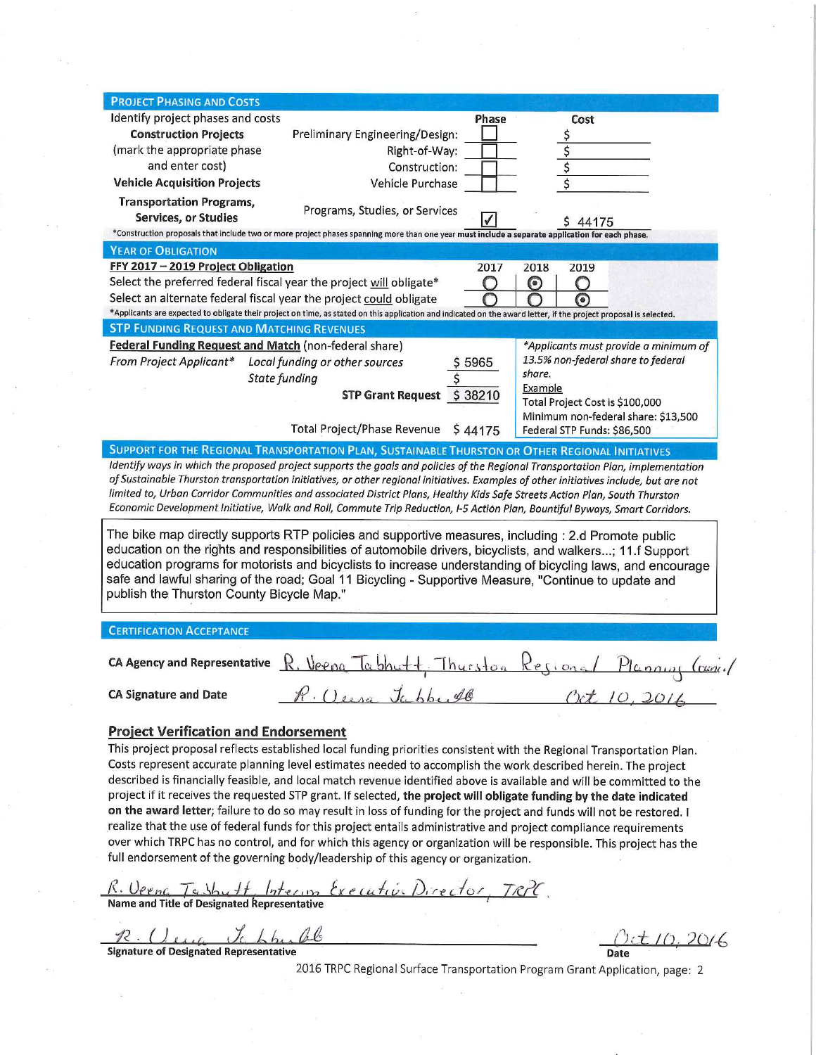## PROJECT PHASING AND COSTS

Identify project phases and costs

| | | Phase | Cost |
|---|---|---|---|
| **Construction Projects** (mark the appropriate phase and enter cost) | Preliminary Engineering/Design: | ☐ | $ |
| | Right-of-Way: | ☐ | $ |
| | Construction: | ☐ | $ |
| **Vehicle Acquisition Projects** | Vehicle Purchase | ☐ | $ |
| **Transportation Programs, Services, or Studies** | Programs, Studies, or Services | ☑ | $ 44175 |

*Construction proposals that include two or more project phases spanning more than one year **must include a separate application for each phase.**

## YEAR OF OBLIGATION

**FFY 2017 – 2019 Project Obligation**

| | 2017 | 2018 | 2019 |
|---|---|---|---|
| Select the preferred federal fiscal year the project will obligate* | ○ | ⦿ | ○ |
| Select an alternate federal fiscal year the project could obligate | ○ | ○ | ⦿ |

*Applicants are expected to obligate their project on time, as stated on this application and indicated on the award letter, if the project proposal is selected.

## STP FUNDING REQUEST AND MATCHING REVENUES

**Federal Funding Request and Match** (non-federal share)

| | | |
|---|---|---|
| *From Project Applicant** | *Local funding or other sources* | $ 5965 |
| | *State funding* | $ |
| | **STP Grant Request** | $ 38210 |
| | Total Project/Phase Revenue | $ 44175 |

*Applicants must provide a minimum of 13.5% non-federal share to federal share.*

Example
Total Project Cost is $100,000
Minimum non-federal share: $13,500
Federal STP Funds: $86,500

## SUPPORT FOR THE REGIONAL TRANSPORTATION PLAN, SUSTAINABLE THURSTON OR OTHER REGIONAL INITIATIVES

*Identify ways in which the proposed project supports the goals and policies of the Regional Transportation Plan, implementation of Sustainable Thurston transportation initiatives, or other regional initiatives. Examples of other initiatives include, but are not limited to, Urban Corridor Communities and associated District Plans, Healthy Kids Safe Streets Action Plan, South Thurston Economic Development Initiative, Walk and Roll, Commute Trip Reduction, I-5 Action Plan, Bountiful Byways, Smart Corridors.*

The bike map directly supports RTP policies and supportive measures, including : 2.d Promote public education on the rights and responsibilities of automobile drivers, bicyclists, and walkers...; 11.f Support education programs for motorists and bicyclists to increase understanding of bicycling laws, and encourage safe and lawful sharing of the road; Goal 11 Bicycling - Supportive Measure, "Continue to update and publish the Thurston County Bicycle Map."

## CERTIFICATION ACCEPTANCE

**CA Agency and Representative** R. Veena Tabbutt, Thurston Regional Planning Council

**CA Signature and Date** R. Veena Tabbutt Oct 10, 2016

## Project Verification and Endorsement

This project proposal reflects established local funding priorities consistent with the Regional Transportation Plan. Costs represent accurate planning level estimates needed to accomplish the work described herein. The project described is financially feasible, and local match revenue identified above is available and will be committed to the project if it receives the requested STP grant. If selected, **the project will obligate funding by the date indicated on the award letter**; failure to do so may result in loss of funding for the project and funds will not be restored. I realize that the use of federal funds for this project entails administrative and project compliance requirements over which TRPC has no control, and for which this agency or organization will be responsible. This project has the full endorsement of the governing body/leadership of this agency or organization.

R. Veena Tabbutt, Interim Executive Director, TRPC
**Name and Title of Designated Representative**

R. Veena Tabbutt
**Signature of Designated Representative**

Oct 10, 2016
**Date**

2016 TRPC Regional Surface Transportation Program Grant Application, page: 2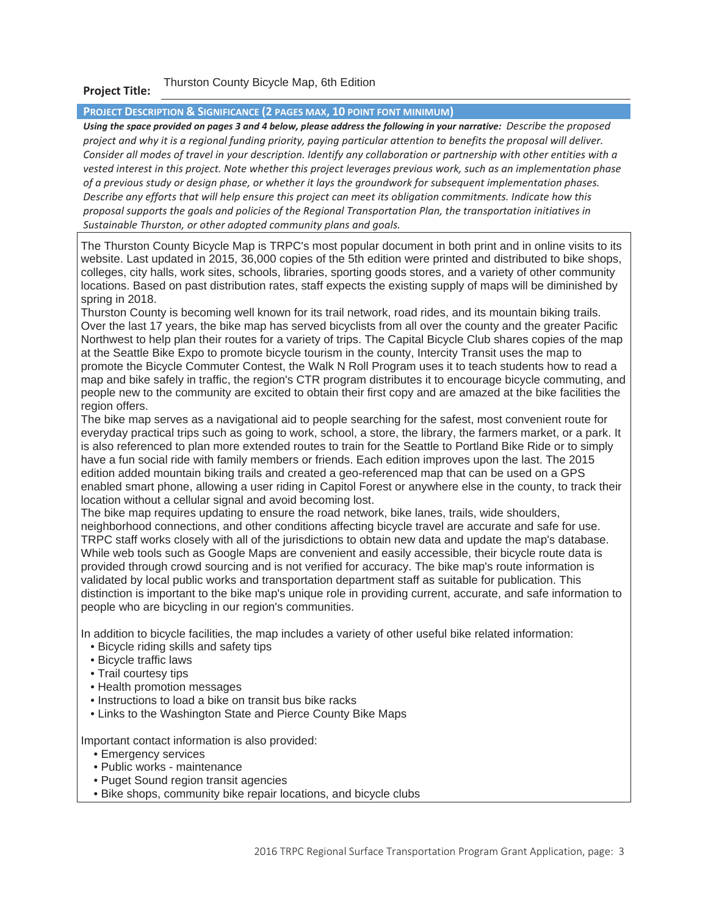**Project Title:** Thurston County Bicycle Map, 6th Edition

## PROJECT DESCRIPTION & SIGNIFICANCE (2 PAGES MAX, 10 POINT FONT MINIMUM)

***Using the space provided on pages 3 and 4 below, please address the following in your narrative:*** *Describe the proposed project and why it is a regional funding priority, paying particular attention to benefits the proposal will deliver. Consider all modes of travel in your description. Identify any collaboration or partnership with other entities with a vested interest in this project. Note whether this project leverages previous work, such as an implementation phase of a previous study or design phase, or whether it lays the groundwork for subsequent implementation phases. Describe any efforts that will help ensure this project can meet its obligation commitments. Indicate how this proposal supports the goals and policies of the Regional Transportation Plan, the transportation initiatives in Sustainable Thurston, or other adopted community plans and goals.*

The Thurston County Bicycle Map is TRPC's most popular document in both print and in online visits to its website. Last updated in 2015, 36,000 copies of the 5th edition were printed and distributed to bike shops, colleges, city halls, work sites, schools, libraries, sporting goods stores, and a variety of other community locations. Based on past distribution rates, staff expects the existing supply of maps will be diminished by spring in 2018.

Thurston County is becoming well known for its trail network, road rides, and its mountain biking trails. Over the last 17 years, the bike map has served bicyclists from all over the county and the greater Pacific Northwest to help plan their routes for a variety of trips. The Capital Bicycle Club shares copies of the map at the Seattle Bike Expo to promote bicycle tourism in the county, Intercity Transit uses the map to promote the Bicycle Commuter Contest, the Walk N Roll Program uses it to teach students how to read a map and bike safely in traffic, the region's CTR program distributes it to encourage bicycle commuting, and people new to the community are excited to obtain their first copy and are amazed at the bike facilities the region offers.

The bike map serves as a navigational aid to people searching for the safest, most convenient route for everyday practical trips such as going to work, school, a store, the library, the farmers market, or a park. It is also referenced to plan more extended routes to train for the Seattle to Portland Bike Ride or to simply have a fun social ride with family members or friends. Each edition improves upon the last. The 2015 edition added mountain biking trails and created a geo-referenced map that can be used on a GPS enabled smart phone, allowing a user riding in Capitol Forest or anywhere else in the county, to track their location without a cellular signal and avoid becoming lost.

The bike map requires updating to ensure the road network, bike lanes, trails, wide shoulders, neighborhood connections, and other conditions affecting bicycle travel are accurate and safe for use. TRPC staff works closely with all of the jurisdictions to obtain new data and update the map's database. While web tools such as Google Maps are convenient and easily accessible, their bicycle route data is provided through crowd sourcing and is not verified for accuracy. The bike map's route information is validated by local public works and transportation department staff as suitable for publication. This distinction is important to the bike map's unique role in providing current, accurate, and safe information to people who are bicycling in our region's communities.

In addition to bicycle facilities, the map includes a variety of other useful bike related information:

- Bicycle riding skills and safety tips
- Bicycle traffic laws
- Trail courtesy tips
- Health promotion messages
- Instructions to load a bike on transit bus bike racks
- Links to the Washington State and Pierce County Bike Maps

Important contact information is also provided:

- Emergency services
- Public works - maintenance
- Puget Sound region transit agencies
- Bike shops, community bike repair locations, and bicycle clubs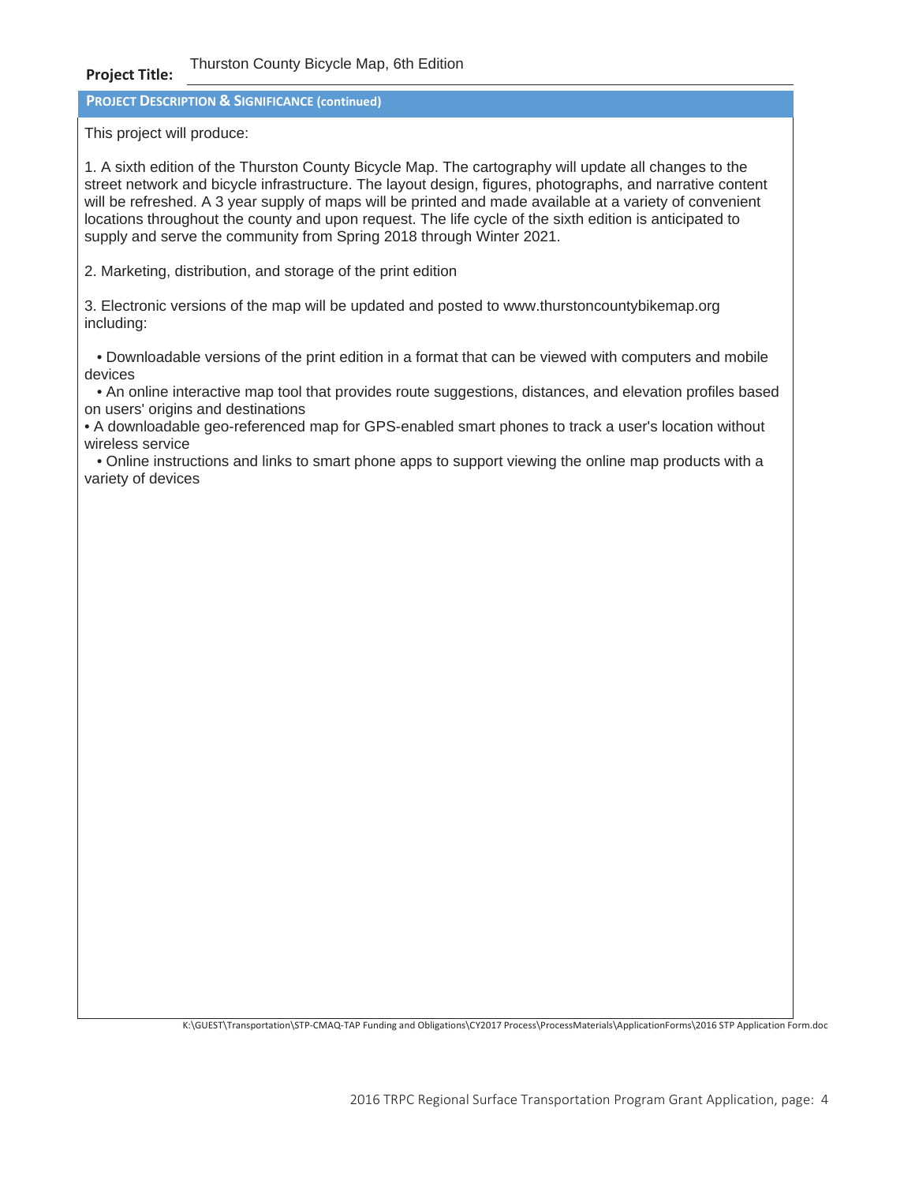**Project Title:** Thurston County Bicycle Map, 6th Edition

## PROJECT DESCRIPTION & SIGNIFICANCE (continued)

This project will produce:

1. A sixth edition of the Thurston County Bicycle Map. The cartography will update all changes to the street network and bicycle infrastructure. The layout design, figures, photographs, and narrative content will be refreshed. A 3 year supply of maps will be printed and made available at a variety of convenient locations throughout the county and upon request. The life cycle of the sixth edition is anticipated to supply and serve the community from Spring 2018 through Winter 2021.

2. Marketing, distribution, and storage of the print edition

3. Electronic versions of the map will be updated and posted to www.thurstoncountybikemap.org including:

- Downloadable versions of the print edition in a format that can be viewed with computers and mobile devices
- An online interactive map tool that provides route suggestions, distances, and elevation profiles based on users' origins and destinations
- A downloadable geo-referenced map for GPS-enabled smart phones to track a user's location without wireless service
- Online instructions and links to smart phone apps to support viewing the online map products with a variety of devices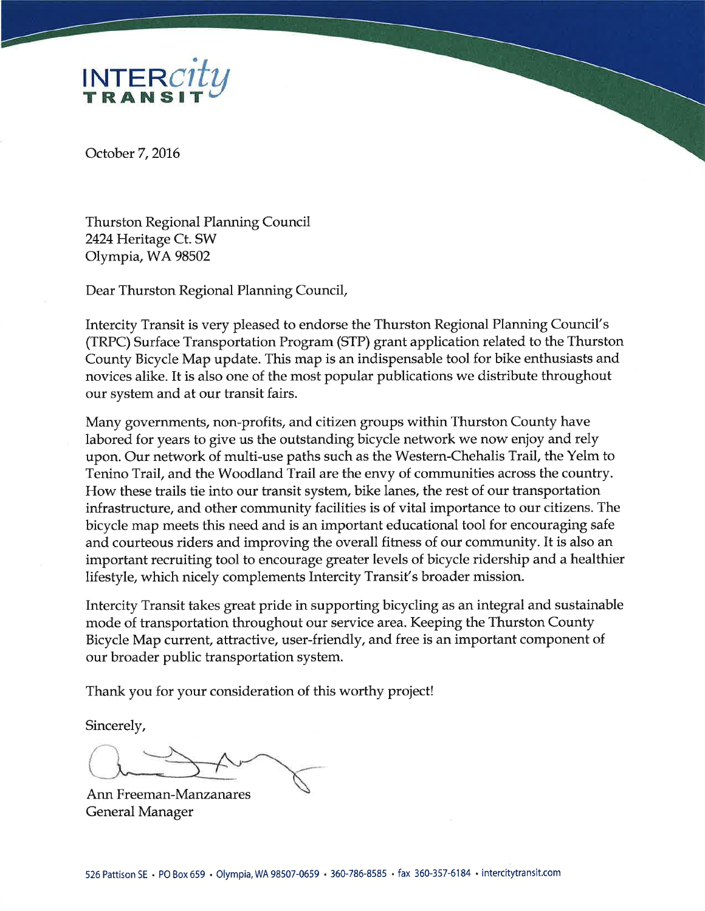INTERcity TRANSIT

October 7, 2016

Thurston Regional Planning Council
2424 Heritage Ct. SW
Olympia, WA 98502

Dear Thurston Regional Planning Council,

Intercity Transit is very pleased to endorse the Thurston Regional Planning Council's (TRPC) Surface Transportation Program (STP) grant application related to the Thurston County Bicycle Map update. This map is an indispensable tool for bike enthusiasts and novices alike. It is also one of the most popular publications we distribute throughout our system and at our transit fairs.

Many governments, non-profits, and citizen groups within Thurston County have labored for years to give us the outstanding bicycle network we now enjoy and rely upon. Our network of multi-use paths such as the Western-Chehalis Trail, the Yelm to Tenino Trail, and the Woodland Trail are the envy of communities across the country. How these trails tie into our transit system, bike lanes, the rest of our transportation infrastructure, and other community facilities is of vital importance to our citizens. The bicycle map meets this need and is an important educational tool for encouraging safe and courteous riders and improving the overall fitness of our community. It is also an important recruiting tool to encourage greater levels of bicycle ridership and a healthier lifestyle, which nicely complements Intercity Transit's broader mission.

Intercity Transit takes great pride in supporting bicycling as an integral and sustainable mode of transportation throughout our service area. Keeping the Thurston County Bicycle Map current, attractive, user-friendly, and free is an important component of our broader public transportation system.

Thank you for your consideration of this worthy project!

Sincerely,

Ann Freeman-Manzanares
General Manager

526 Pattison SE • PO Box 659 • Olympia, WA 98507-0659 • 360-786-8585 • fax 360-357-6184 • intercitytransit.com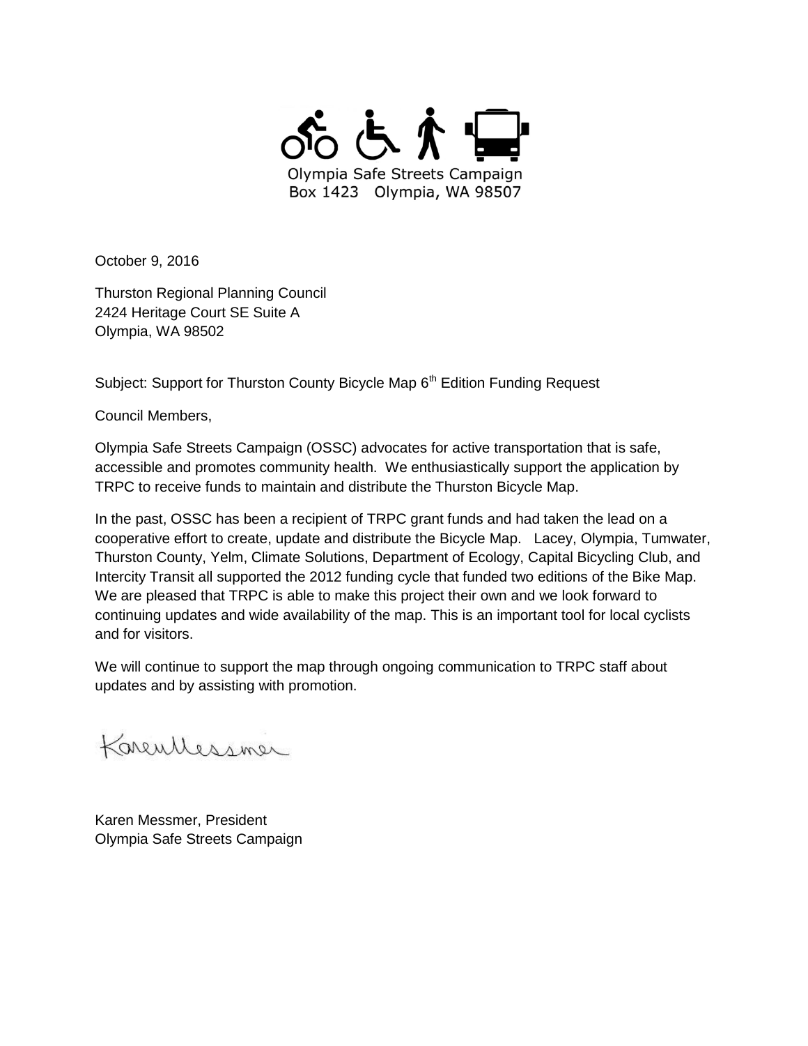Olympia Safe Streets Campaign
Box 1423 Olympia, WA 98507

October 9, 2016

Thurston Regional Planning Council
2424 Heritage Court SE Suite A
Olympia, WA 98502

Subject: Support for Thurston County Bicycle Map 6th Edition Funding Request

Council Members,

Olympia Safe Streets Campaign (OSSC) advocates for active transportation that is safe, accessible and promotes community health. We enthusiastically support the application by TRPC to receive funds to maintain and distribute the Thurston Bicycle Map.

In the past, OSSC has been a recipient of TRPC grant funds and had taken the lead on a cooperative effort to create, update and distribute the Bicycle Map. Lacey, Olympia, Tumwater, Thurston County, Yelm, Climate Solutions, Department of Ecology, Capital Bicycling Club, and Intercity Transit all supported the 2012 funding cycle that funded two editions of the Bike Map. We are pleased that TRPC is able to make this project their own and we look forward to continuing updates and wide availability of the map. This is an important tool for local cyclists and for visitors.

We will continue to support the map through ongoing communication to TRPC staff about updates and by assisting with promotion.

Karen Messmer

Karen Messmer, President
Olympia Safe Streets Campaign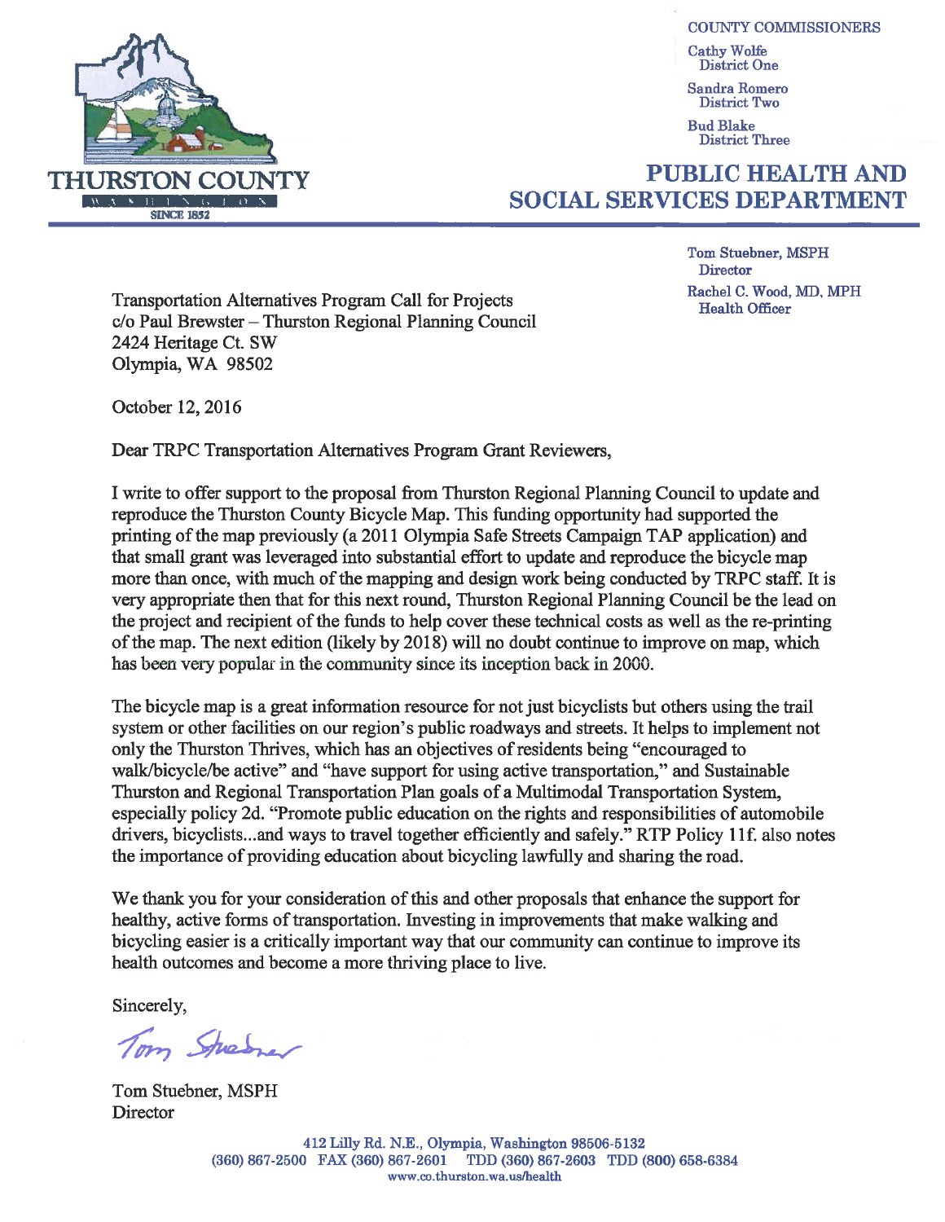THURSTON COUNTY

WASHINGTON

SINCE 1852

COUNTY COMMISSIONERS

Cathy Wolfe
District One

Sandra Romero
District Two

Bud Blake
District Three

# PUBLIC HEALTH AND SOCIAL SERVICES DEPARTMENT

Tom Stuebner, MSPH
Director

Rachel C. Wood, MD, MPH
Health Officer

Transportation Alternatives Program Call for Projects
c/o Paul Brewster – Thurston Regional Planning Council
2424 Heritage Ct. SW
Olympia, WA 98502

October 12, 2016

Dear TRPC Transportation Alternatives Program Grant Reviewers,

I write to offer support to the proposal from Thurston Regional Planning Council to update and reproduce the Thurston County Bicycle Map. This funding opportunity had supported the printing of the map previously (a 2011 Olympia Safe Streets Campaign TAP application) and that small grant was leveraged into substantial effort to update and reproduce the bicycle map more than once, with much of the mapping and design work being conducted by TRPC staff. It is very appropriate then that for this next round, Thurston Regional Planning Council be the lead on the project and recipient of the funds to help cover these technical costs as well as the re-printing of the map. The next edition (likely by 2018) will no doubt continue to improve on map, which has been very popular in the community since its inception back in 2000.

The bicycle map is a great information resource for not just bicyclists but others using the trail system or other facilities on our region's public roadways and streets. It helps to implement not only the Thurston Thrives, which has an objectives of residents being "encouraged to walk/bicycle/be active" and "have support for using active transportation," and Sustainable Thurston and Regional Transportation Plan goals of a Multimodal Transportation System, especially policy 2d. "Promote public education on the rights and responsibilities of automobile drivers, bicyclists...and ways to travel together efficiently and safely." RTP Policy 11f. also notes the importance of providing education about bicycling lawfully and sharing the road.

We thank you for your consideration of this and other proposals that enhance the support for healthy, active forms of transportation. Investing in improvements that make walking and bicycling easier is a critically important way that our community can continue to improve its health outcomes and become a more thriving place to live.

Sincerely,

Tom Stuebner

Tom Stuebner, MSPH
Director

412 Lilly Rd. N.E., Olympia, Washington 98506-5132
(360) 867-2500 FAX (360) 867-2601 TDD (360) 867-2603 TDD (800) 658-6384
www.co.thurston.wa.us/health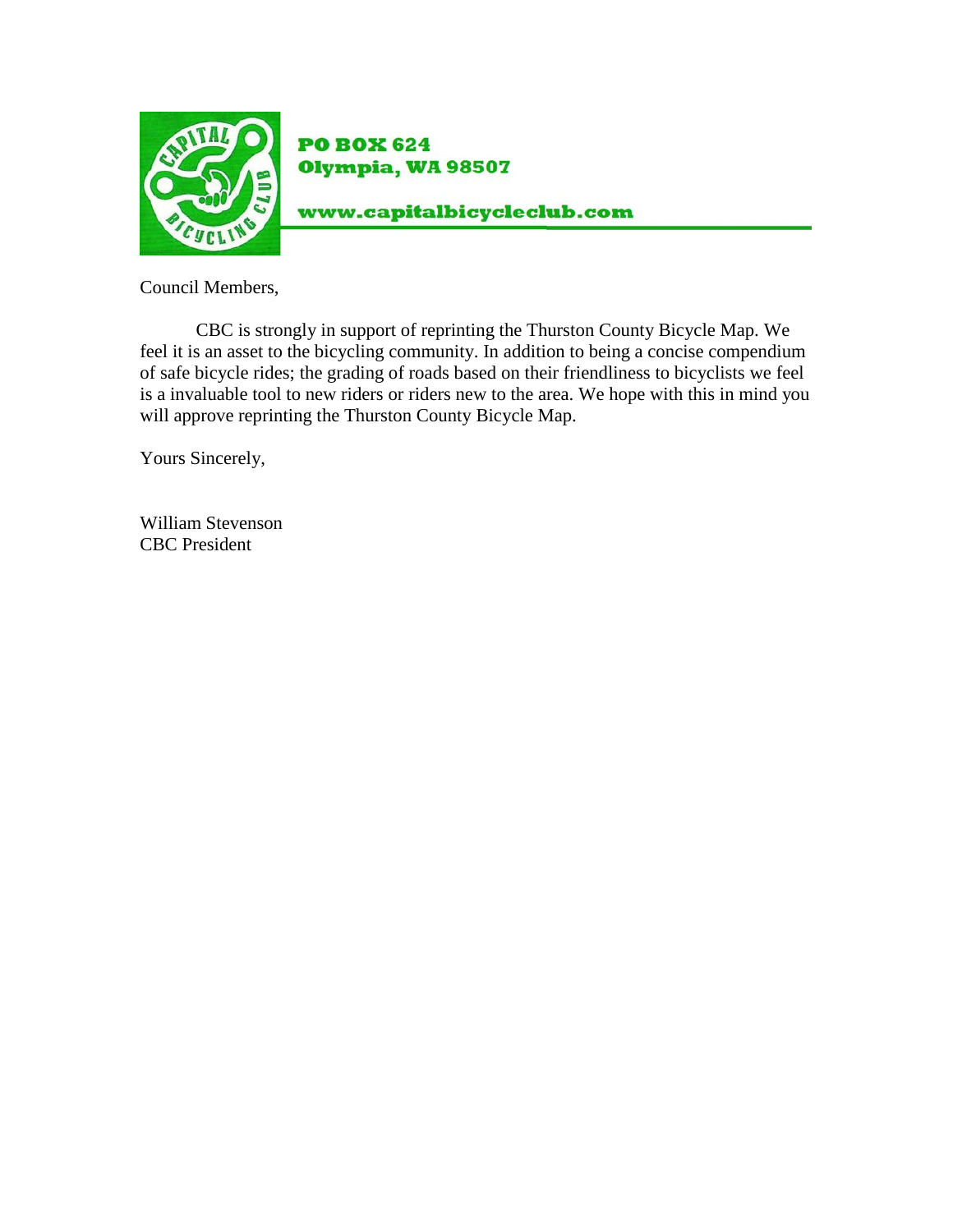**PO BOX 624**
**Olympia, WA 98507**

**www.capitalbicycleclub.com**

Council Members,

CBC is strongly in support of reprinting the Thurston County Bicycle Map. We feel it is an asset to the bicycling community. In addition to being a concise compendium of safe bicycle rides; the grading of roads based on their friendliness to bicyclists we feel is a invaluable tool to new riders or riders new to the area. We hope with this in mind you will approve reprinting the Thurston County Bicycle Map.

Yours Sincerely,

William Stevenson
CBC President